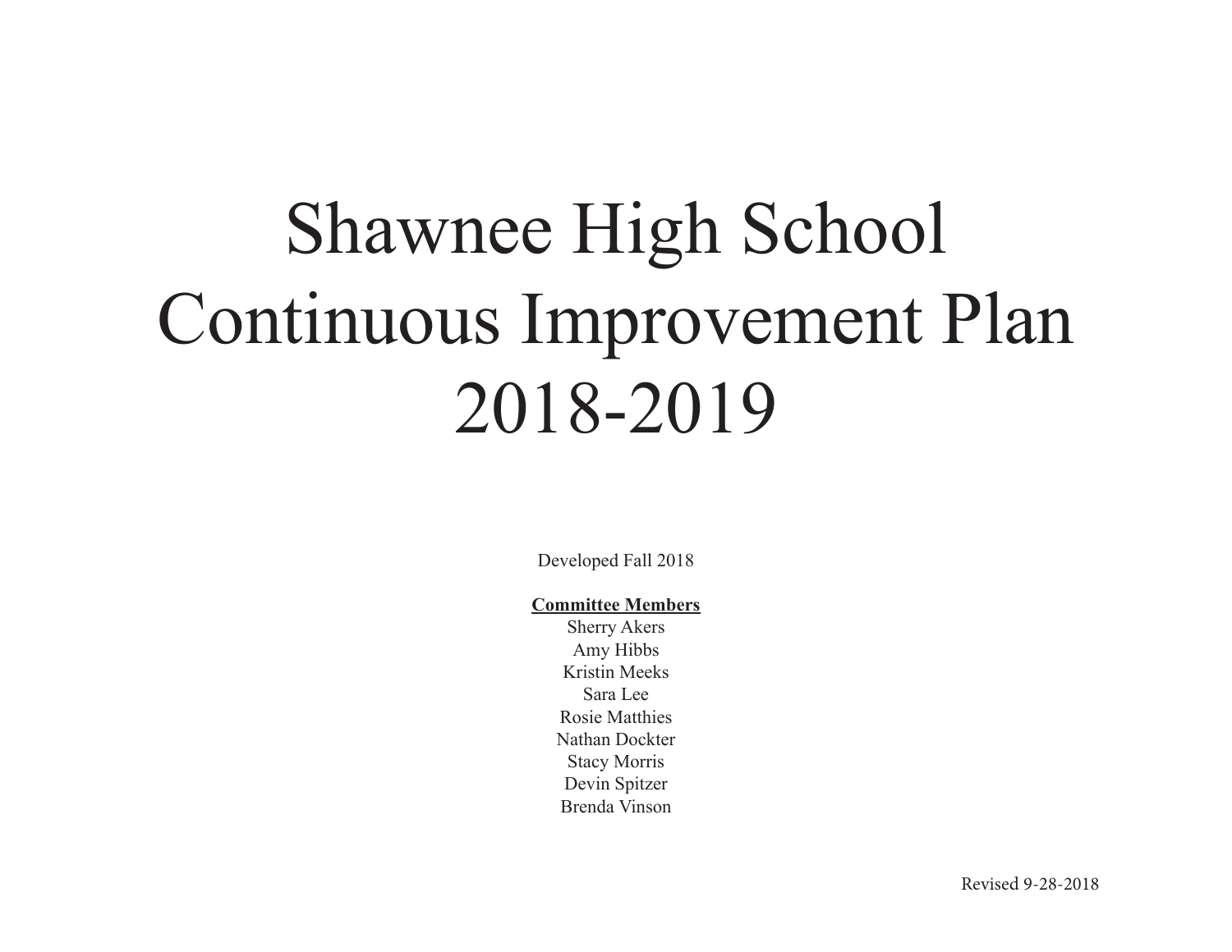# Shawnee High School Continuous Improvement Plan 2018-2019

Developed Fall 2018

**Committee Members**

Sherry Akers
Amy Hibbs
Kristin Meeks
Sara Lee
Rosie Matthies
Nathan Dockter
Stacy Morris
Devin Spitzer
Brenda Vinson

Revised 9-28-2018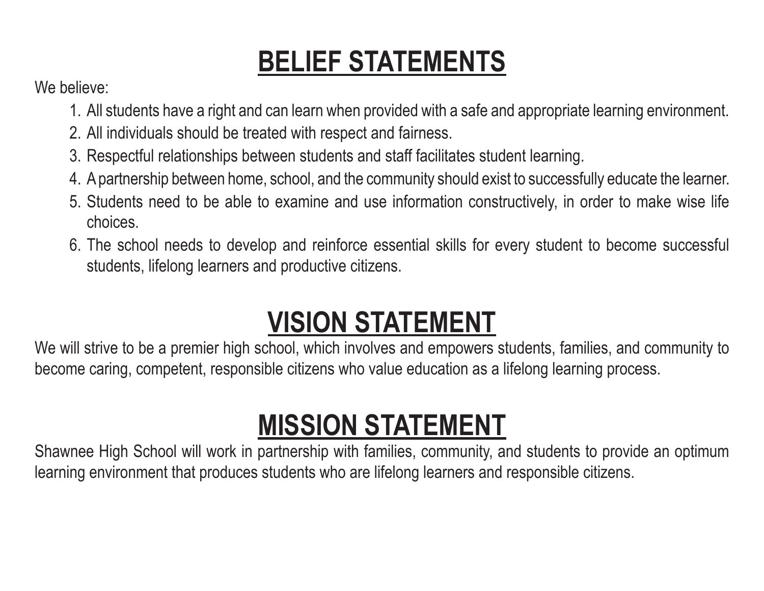# BELIEF STATEMENTS

We believe:

1. All students have a right and can learn when provided with a safe and appropriate learning environment.
2. All individuals should be treated with respect and fairness.
3. Respectful relationships between students and staff facilitates student learning.
4. A partnership between home, school, and the community should exist to successfully educate the learner.
5. Students need to be able to examine and use information constructively, in order to make wise life choices.
6. The school needs to develop and reinforce essential skills for every student to become successful students, lifelong learners and productive citizens.

# VISION STATEMENT

We will strive to be a premier high school, which involves and empowers students, families, and community to become caring, competent, responsible citizens who value education as a lifelong learning process.

# MISSION STATEMENT

Shawnee High School will work in partnership with families, community, and students to provide an optimum learning environment that produces students who are lifelong learners and responsible citizens.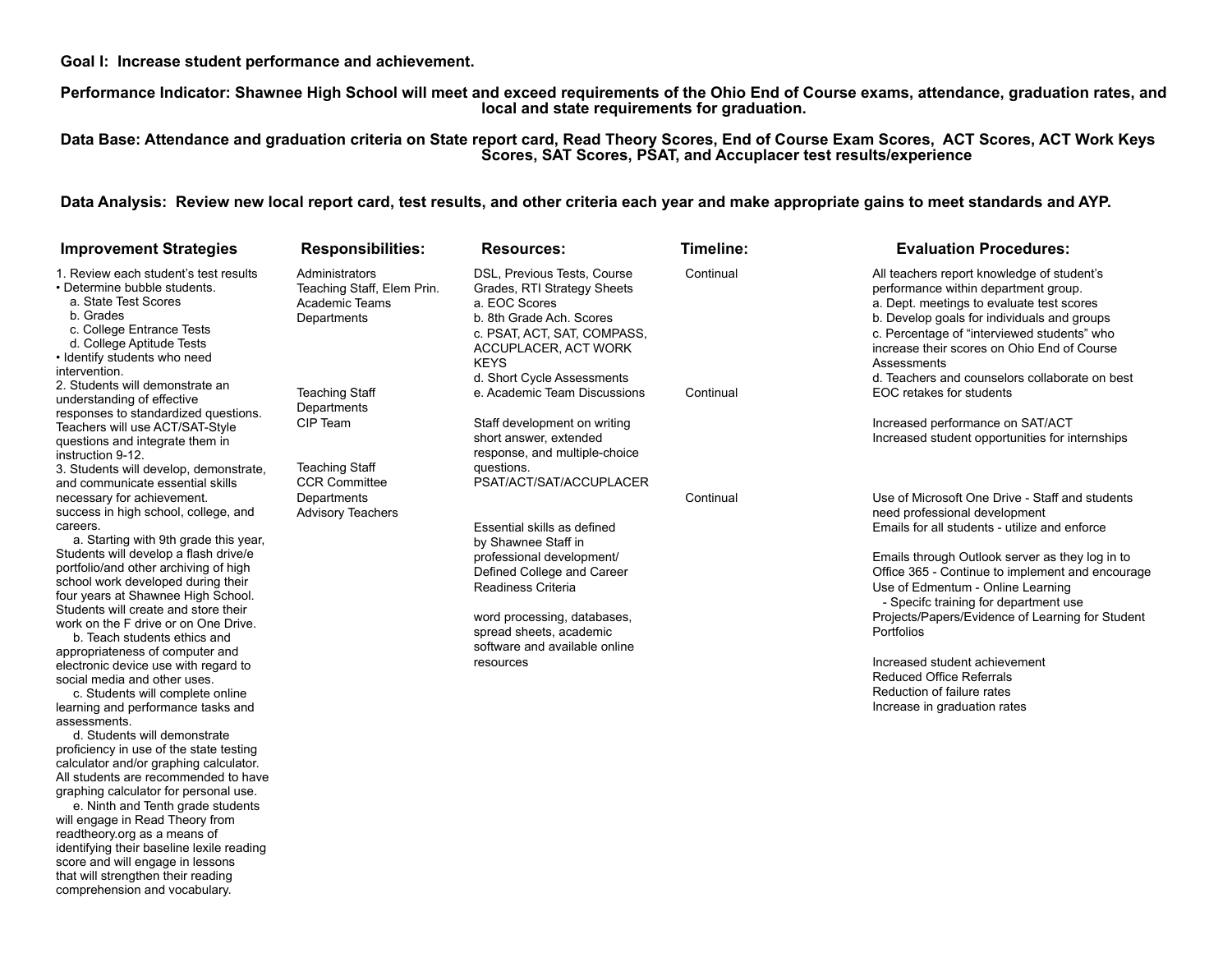**Goal I: Increase student performance and achievement.**

**Performance Indicator: Shawnee High School will meet and exceed requirements of the Ohio End of Course exams, attendance, graduation rates, and local and state requirements for graduation.**

**Data Base: Attendance and graduation criteria on State report card, Read Theory Scores, End of Course Exam Scores, ACT Scores, ACT Work Keys Scores, SAT Scores, PSAT, and Accuplacer test results/experience**

**Data Analysis: Review new local report card, test results, and other criteria each year and make appropriate gains to meet standards and AYP.**

| Improvement Strategies | Responsibilities: | Resources: | Timeline: | Evaluation Procedures: |
|---|---|---|---|---|
| 1. Review each student's test results<br>• Determine bubble students.<br>a. State Test Scores<br>b. Grades<br>c. College Entrance Tests<br>d. College Aptitude Tests<br>• Identify students who need intervention. | Administrators<br>Teaching Staff, Elem Prin.<br>Academic Teams<br>Departments | DSL, Previous Tests, Course Grades, RTI Strategy Sheets<br>a. EOC Scores<br>b. 8th Grade Ach. Scores<br>c. PSAT, ACT, SAT, COMPASS, ACCUPLACER, ACT WORK KEYS<br>d. Short Cycle Assessments<br>e. Academic Team Discussions | Continual | All teachers report knowledge of student's performance within department group.<br>a. Dept. meetings to evaluate test scores<br>b. Develop goals for individuals and groups<br>c. Percentage of "interviewed students" who increase their scores on Ohio End of Course Assessments<br>d. Teachers and counselors collaborate on best EOC retakes for students |
| 2. Students will demonstrate an understanding of effective responses to standardized questions. Teachers will use ACT/SAT-Style questions and integrate them in instruction 9-12. | Teaching Staff<br>Departments<br>CIP Team | Staff development on writing short answer, extended response, and multiple-choice questions.<br>PSAT/ACT/SAT/ACCUPLACER | Continual | Increased performance on SAT/ACT<br>Increased student opportunities for internships |
| 3. Students will develop, demonstrate, and communicate essential skills necessary for achievement. success in high school, college, and careers.<br>a. Starting with 9th grade this year, Students will develop a flash drive/e portfolio/and other archiving of high school work developed during their four years at Shawnee High School. Students will create and store their work on the F drive or on One Drive.<br>b. Teach students ethics and appropriateness of computer and electronic device use with regard to social media and other uses.<br>c. Students will complete online learning and performance tasks and assessments.<br>d. Students will demonstrate proficiency in use of the state testing calculator and/or graphing calculator. All students are recommended to have graphing calculator for personal use.<br>e. Ninth and Tenth grade students will engage in Read Theory from readtheory.org as a means of identifying their baseline lexile reading score and will engage in lessons that will strengthen their reading comprehension and vocabulary. | Teaching Staff<br>CCR Committee<br>Departments<br>Advisory Teachers | Essential skills as defined by Shawnee Staff in professional development/ Defined College and Career Readiness Criteria<br><br>word processing, databases, spread sheets, academic software and available online resources | Continual | Use of Microsoft One Drive - Staff and students need professional development<br>Emails for all students - utilize and enforce<br><br>Emails through Outlook server as they log in to Office 365 - Continue to implement and encourage<br>Use of Edmentum - Online Learning<br>- Specifc training for department use<br>Projects/Papers/Evidence of Learning for Student Portfolios<br><br>Increased student achievement<br>Reduced Office Referrals<br>Reduction of failure rates<br>Increase in graduation rates |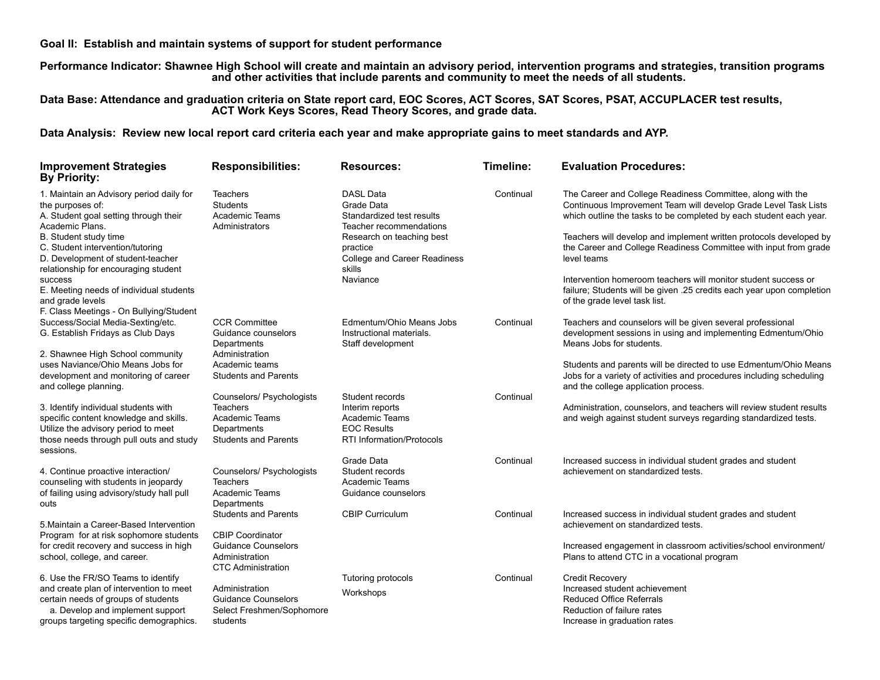**Goal II: Establish and maintain systems of support for student performance**

**Performance Indicator: Shawnee High School will create and maintain an advisory period, intervention programs and strategies, transition programs and other activities that include parents and community to meet the needs of all students.**

**Data Base: Attendance and graduation criteria on State report card, EOC Scores, ACT Scores, SAT Scores, PSAT, ACCUPLACER test results, ACT Work Keys Scores, Read Theory Scores, and grade data.**

**Data Analysis: Review new local report card criteria each year and make appropriate gains to meet standards and AYP.**

| Improvement Strategies By Priority: | Responsibilities: | Resources: | Timeline: | Evaluation Procedures: |
|---|---|---|---|---|
| 1. Maintain an Advisory period daily for the purposes of:<br>A. Student goal setting through their Academic Plans.<br>B. Student study time<br>C. Student intervention/tutoring<br>D. Development of student-teacher relationship for encouraging student success<br>E. Meeting needs of individual students and grade levels<br>F. Class Meetings - On Bullying/Student Success/Social Media-Sexting/etc.<br>G. Establish Fridays as Club Days | Teachers<br>Students<br>Academic Teams<br>Administrators | DASL Data<br>Grade Data<br>Standardized test results<br>Teacher recommendations<br>Research on teaching best practice<br>College and Career Readiness skills<br>Naviance | Continual | The Career and College Readiness Committee, along with the Continuous Improvement Team will develop Grade Level Task Lists which outline the tasks to be completed by each student each year.<br><br>Teachers will develop and implement written protocols developed by the Career and College Readiness Committee with input from grade level teams<br><br>Intervention homeroom teachers will monitor student success or failure; Students will be given .25 credits each year upon completion of the grade level task list. |
| 2. Shawnee High School community uses Naviance/Ohio Means Jobs for development and monitoring of career and college planning. | CCR Committee<br>Guidance counselors<br>Departments<br>Administration<br>Academic teams<br>Students and Parents | Edmentum/Ohio Means Jobs<br>Instructional materials.<br>Staff development | Continual | Teachers and counselors will be given several professional development sessions in using and implementing Edmentum/Ohio Means Jobs for students.<br><br>Students and parents will be directed to use Edmentum/Ohio Means Jobs for a variety of activities and procedures including scheduling and the college application process. |
| 3. Identify individual students with specific content knowledge and skills. Utilize the advisory period to meet those needs through pull outs and study sessions. | Counselors/ Psychologists<br>Teachers<br>Academic Teams<br>Departments<br>Students and Parents | Student records<br>Interim reports<br>Academic Teams<br>EOC Results<br>RTI Information/Protocols | Continual | Administration, counselors, and teachers will review student results and weigh against student surveys regarding standardized tests. |
| 4. Continue proactive interaction/ counseling with students in jeopardy of failing using advisory/study hall pull outs | Counselors/ Psychologists<br>Teachers<br>Academic Teams<br>Departments<br>Students and Parents | Grade Data<br>Student records<br>Academic Teams<br>Guidance counselors | Continual | Increased success in individual student grades and student achievement on standardized tests. |
| 5. Maintain a Career-Based Intervention Program for at risk sophomore students for credit recovery and success in high school, college, and career. | CBIP Coordinator<br>Guidance Counselors<br>Administration<br>CTC Administration | CBIP Curriculum | Continual | Increased success in individual student grades and student achievement on standardized tests.<br><br>Increased engagement in classroom activities/school environment/ Plans to attend CTC in a vocational program |
| 6. Use the FR/SO Teams to identify and create plan of intervention to meet certain needs of groups of students<br>a. Develop and implement support groups targeting specific demographics. | Administration<br>Guidance Counselors<br>Select Freshmen/Sophomore students | Tutoring protocols<br>Workshops | Continual | Credit Recovery<br>Increased student achievement<br>Reduced Office Referrals<br>Reduction of failure rates<br>Increase in graduation rates |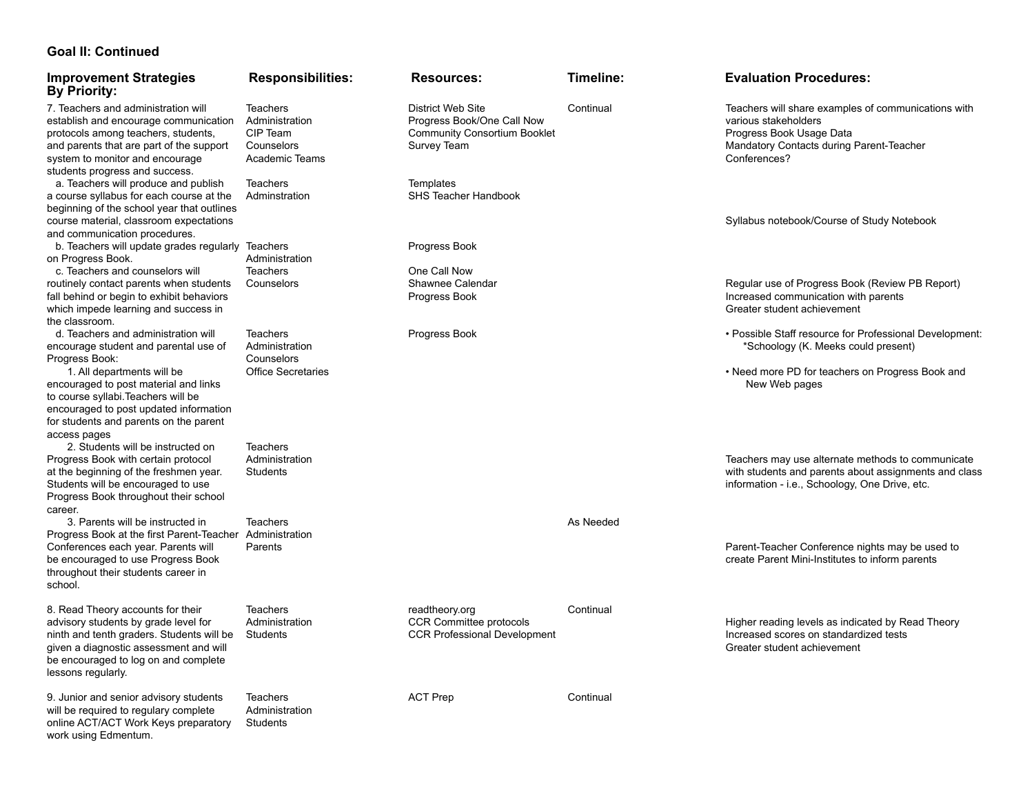## Goal II: Continued

| Improvement Strategies By Priority: | Responsibilities: | Resources: | Timeline: | Evaluation Procedures: |
|---|---|---|---|---|
| 7. Teachers and administration will establish and encourage communication protocols among teachers, students, and parents that are part of the support system to monitor and encourage students progress and success. | Teachers<br>Administration<br>CIP Team<br>Counselors<br>Academic Teams | District Web Site<br>Progress Book/One Call Now<br>Community Consortium Booklet<br>Survey Team | Continual | Teachers will share examples of communications with various stakeholders<br>Progress Book Usage Data<br>Mandatory Contacts during Parent-Teacher Conferences? |
| a. Teachers will produce and publish a course syllabus for each course at the beginning of the school year that outlines course material, classroom expectations and communication procedures. | Teachers<br>Adminstration | Templates<br>SHS Teacher Handbook | | Syllabus notebook/Course of Study Notebook |
| b. Teachers will update grades regularly on Progress Book. | Teachers<br>Administration | Progress Book | | |
| c. Teachers and counselors will routinely contact parents when students fall behind or begin to exhibit behaviors which impede learning and success in the classroom. | Teachers<br>Counselors | One Call Now<br>Shawnee Calendar<br>Progress Book | | Regular use of Progress Book (Review PB Report)<br>Increased communication with parents<br>Greater student achievement |
| d. Teachers and administration will encourage student and parental use of Progress Book:<br>1. All departments will be encouraged to post material and links to course syllabi.Teachers will be encouraged to post updated information for students and parents on the parent access pages | Teachers<br>Administration<br>Counselors<br>Office Secretaries | Progress Book | | • Possible Staff resource for Professional Development: *Schoology (K. Meeks could present)<br>• Need more PD for teachers on Progress Book and New Web pages |
| 2. Students will be instructed on Progress Book with certain protocol at the beginning of the freshmen year. Students will be encouraged to use Progress Book throughout their school career. | Teachers<br>Administration<br>Students | | | Teachers may use alternate methods to communicate with students and parents about assignments and class information - i.e., Schoology, One Drive, etc. |
| 3. Parents will be instructed in Progress Book at the first Parent-Teacher Conferences each year. Parents will be encouraged to use Progress Book throughout their students career in school. | Teachers<br>Administration<br>Parents | | As Needed | Parent-Teacher Conference nights may be used to create Parent Mini-Institutes to inform parents |
| 8. Read Theory accounts for their advisory students by grade level for ninth and tenth graders. Students will be given a diagnostic assessment and will be encouraged to log on and complete lessons regularly. | Teachers<br>Administration<br>Students | readtheory.org<br>CCR Committee protocols<br>CCR Professional Development | Continual | Higher reading levels as indicated by Read Theory<br>Increased scores on standardized tests<br>Greater student achievement |
| 9. Junior and senior advisory students will be required to regulary complete online ACT/ACT Work Keys preparatory work using Edmentum. | Teachers<br>Administration<br>Students | ACT Prep | Continual | |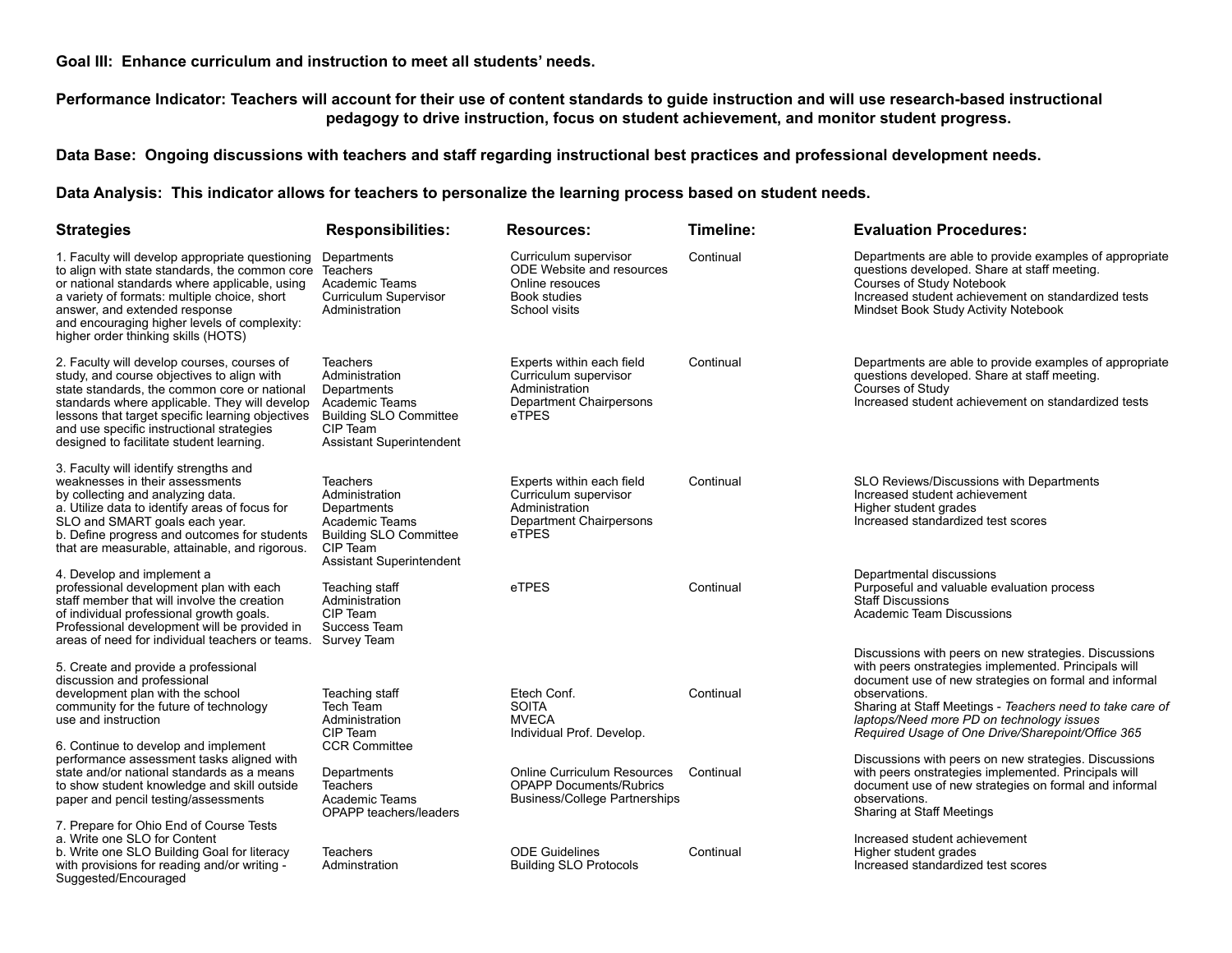**Goal III: Enhance curriculum and instruction to meet all students' needs.**

**Performance Indicator: Teachers will account for their use of content standards to guide instruction and will use research-based instructional pedagogy to drive instruction, focus on student achievement, and monitor student progress.**

**Data Base: Ongoing discussions with teachers and staff regarding instructional best practices and professional development needs.**

**Data Analysis: This indicator allows for teachers to personalize the learning process based on student needs.**

| Strategies | Responsibilities: | Resources: | Timeline: | Evaluation Procedures: |
|---|---|---|---|---|
| 1. Faculty will develop appropriate questioning to align with state standards, the common core or national standards where applicable, using a variety of formats: multiple choice, short answer, and extended response and encouraging higher levels of complexity: higher order thinking skills (HOTS) | Departments<br>Teachers<br>Academic Teams<br>Curriculum Supervisor<br>Administration | Curriculum supervisor<br>ODE Website and resources<br>Online resouces<br>Book studies<br>School visits | Continual | Departments are able to provide examples of appropriate questions developed. Share at staff meeting.<br>Courses of Study Notebook<br>Increased student achievement on standardized tests<br>Mindset Book Study Activity Notebook |
| 2. Faculty will develop courses, courses of study, and course objectives to align with state standards, the common core or national standards where applicable. They will develop lessons that target specific learning objectives and use specific instructional strategies designed to facilitate student learning. | Teachers<br>Administration<br>Departments<br>Academic Teams<br>Building SLO Committee<br>CIP Team<br>Assistant Superintendent | Experts within each field<br>Curriculum supervisor<br>Administration<br>Department Chairpersons<br>eTPES | Continual | Departments are able to provide examples of appropriate questions developed. Share at staff meeting.<br>Courses of Study<br>Increased student achievement on standardized tests |
| 3. Faculty will identify strengths and weaknesses in their assessments by collecting and analyzing data.<br>a. Utilize data to identify areas of focus for SLO and SMART goals each year.<br>b. Define progress and outcomes for students that are measurable, attainable, and rigorous. | Teachers<br>Administration<br>Departments<br>Academic Teams<br>Building SLO Committee<br>CIP Team<br>Assistant Superintendent | Experts within each field<br>Curriculum supervisor<br>Administration<br>Department Chairpersons<br>eTPES | Continual | SLO Reviews/Discussions with Departments<br>Increased student achievement<br>Higher student grades<br>Increased standardized test scores |
| 4. Develop and implement a professional development plan with each staff member that will involve the creation of individual professional growth goals. Professional development will be provided in areas of need for individual teachers or teams. | Teaching staff<br>Administration<br>CIP Team<br>Success Team<br>Survey Team | eTPES | Continual | Departmental discussions<br>Purposeful and valuable evaluation process<br>Staff Discussions<br>Academic Team Discussions |
| 5. Create and provide a professional discussion and professional development plan with the school community for the future of technology use and instruction | Teaching staff<br>Tech Team<br>Administration<br>CIP Team<br>CCR Committee | Etech Conf.<br>SOITA<br>MVECA<br>Individual Prof. Develop. | Continual | Discussions with peers on new strategies. Discussions with peers onstrategies implemented. Principals will document use of new strategies on formal and informal observations.<br>Sharing at Staff Meetings - *Teachers need to take care of laptops/Need more PD on technology issues*<br>*Required Usage of One Drive/Sharepoint/Office 365* |
| 6. Continue to develop and implement performance assessment tasks aligned with state and/or national standards as a means to show student knowledge and skill outside paper and pencil testing/assessments | Departments<br>Teachers<br>Academic Teams<br>OPAPP teachers/leaders | Online Curriculum Resources<br>OPAPP Documents/Rubrics<br>Business/College Partnerships | Continual | Discussions with peers on new strategies. Discussions with peers onstrategies implemented. Principals will document use of new strategies on formal and informal observations.<br>Sharing at Staff Meetings |
| 7. Prepare for Ohio End of Course Tests<br>a. Write one SLO for Content<br>b. Write one SLO Building Goal for literacy with provisions for reading and/or writing - Suggested/Encouraged | Teachers<br>Adminstration | ODE Guidelines<br>Building SLO Protocols | Continual | Increased student achievement<br>Higher student grades<br>Increased standardized test scores |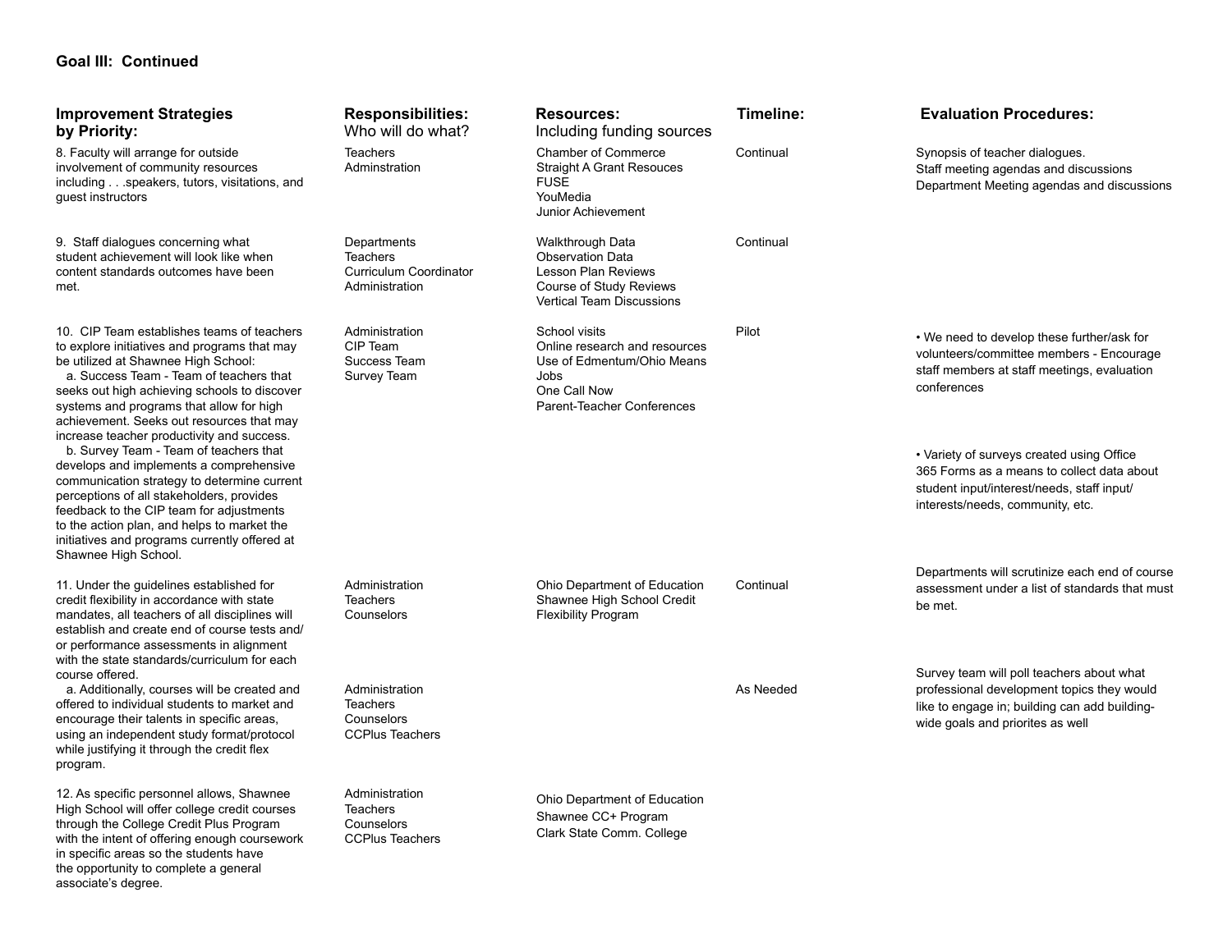**Goal III: Continued**

| Improvement Strategies by Priority: | Responsibilities: Who will do what? | Resources: Including funding sources | Timeline: | Evaluation Procedures: |
|---|---|---|---|---|
| 8. Faculty will arrange for outside involvement of community resources including . . .speakers, tutors, visitations, and guest instructors | Teachers<br>Adminstration | Chamber of Commerce<br>Straight A Grant Resouces<br>FUSE<br>YouMedia<br>Junior Achievement | Continual | Synopsis of teacher dialogues.<br>Staff meeting agendas and discussions<br>Department Meeting agendas and discussions |
| 9. Staff dialogues concerning what student achievement will look like when content standards outcomes have been met. | Departments<br>Teachers<br>Curriculum Coordinator<br>Administration | Walkthrough Data<br>Observation Data<br>Lesson Plan Reviews<br>Course of Study Reviews<br>Vertical Team Discussions | Continual | |
| 10. CIP Team establishes teams of teachers to explore initiatives and programs that may be utilized at Shawnee High School:<br>a. Success Team - Team of teachers that seeks out high achieving schools to discover systems and programs that allow for high achievement. Seeks out resources that may increase teacher productivity and success.<br>b. Survey Team - Team of teachers that develops and implements a comprehensive communication strategy to determine current perceptions of all stakeholders, provides feedback to the CIP team for adjustments to the action plan, and helps to market the initiatives and programs currently offered at Shawnee High School. | Administration<br>CIP Team<br>Success Team<br>Survey Team | School visits<br>Online research and resources<br>Use of Edmentum/Ohio Means Jobs<br>One Call Now<br>Parent-Teacher Conferences | Pilot | • We need to develop these further/ask for volunteers/committee members - Encourage staff members at staff meetings, evaluation conferences<br>• Variety of surveys created using Office 365 Forms as a means to collect data about student input/interest/needs, staff input/ interests/needs, community, etc. |
| 11. Under the guidelines established for credit flexibility in accordance with state mandates, all teachers of all disciplines will establish and create end of course tests and/ or performance assessments in alignment with the state standards/curriculum for each course offered. | Administration<br>Teachers<br>Counselors | Ohio Department of Education<br>Shawnee High School Credit Flexibility Program | Continual | Departments will scrutinize each end of course assessment under a list of standards that must be met. |
| a. Additionally, courses will be created and offered to individual students to market and encourage their talents in specific areas, using an independent study format/protocol while justifying it through the credit flex program. | Administration<br>Teachers<br>Counselors<br>CCPlus Teachers | | As Needed | Survey team will poll teachers about what professional development topics they would like to engage in; building can add building-wide goals and priorites as well |
| 12. As specific personnel allows, Shawnee High School will offer college credit courses through the College Credit Plus Program with the intent of offering enough coursework in specific areas so the students have the opportunity to complete a general associate's degree. | Administration<br>Teachers<br>Counselors<br>CCPlus Teachers | Ohio Department of Education<br>Shawnee CC+ Program<br>Clark State Comm. College | | |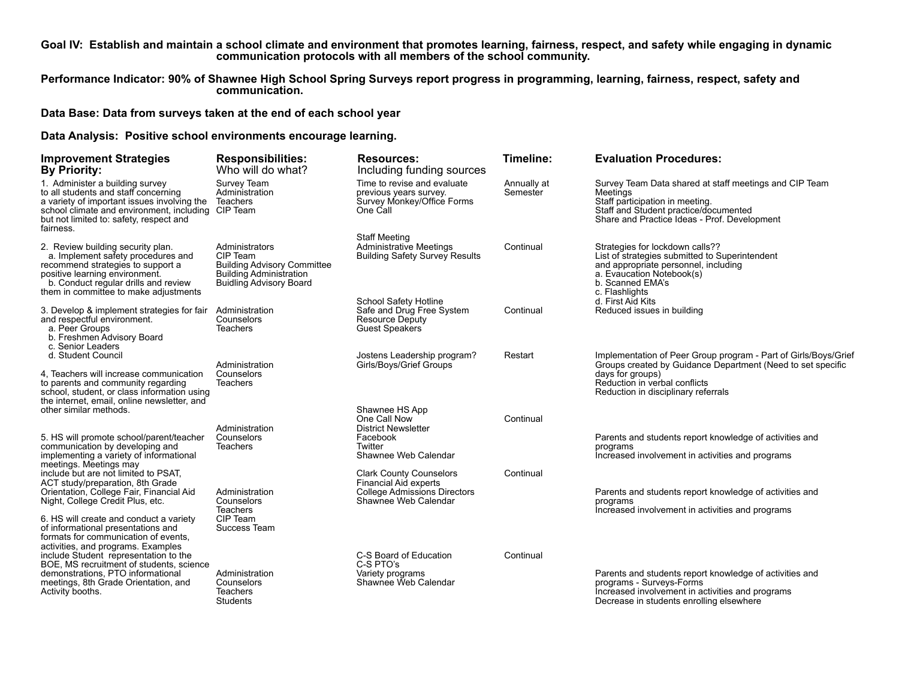**Goal IV: Establish and maintain a school climate and environment that promotes learning, fairness, respect, and safety while engaging in dynamic communication protocols with all members of the school community.**

**Performance Indicator: 90% of Shawnee High School Spring Surveys report progress in programming, learning, fairness, respect, safety and communication.**

**Data Base: Data from surveys taken at the end of each school year**

**Data Analysis: Positive school environments encourage learning.**

| **Improvement Strategies By Priority:** | **Responsibilities:** Who will do what? | **Resources:** Including funding sources | **Timeline:** | **Evaluation Procedures:** |
|---|---|---|---|---|
| 1. Administer a building survey to all students and staff concerning a variety of important issues involving the school climate and environment, including but not limited to: safety, respect and fairness. | Survey Team<br>Administration<br>Teachers<br>CIP Team | Time to revise and evaluate previous years survey.<br>Survey Monkey/Office Forms<br>One Call | Annually at Semester | Survey Team Data shared at staff meetings and CIP Team Meetings<br>Staff participation in meeting.<br>Staff and Student practice/documented<br>Share and Practice Ideas - Prof. Development |
| 2. Review building security plan.<br>a. Implement safety procedures and recommend strategies to support a positive learning environment.<br>b. Conduct regular drills and review them in committee to make adjustments | Administrators<br>CIP Team<br>Building Advisory Committee<br>Building Administration<br>Buidling Advisory Board | Staff Meeting<br>Administrative Meetings<br>Building Safety Survey Results | Continual | Strategies for lockdown calls??<br>List of strategies submitted to Superintendent and appropriate personnel, including<br>a. Evaucation Notebook(s)<br>b. Scanned EMA's<br>c. Flashlights<br>d. First Aid Kits |
| 3. Develop & implement strategies for fair and respectful environment.<br>a. Peer Groups<br>b. Freshmen Advisory Board<br>c. Senior Leaders<br>d. Student Council | Administration<br>Counselors<br>Teachers | School Safety Hotline<br>Safe and Drug Free System<br>Resource Deputy<br>Guest Speakers | Continual | Reduced issues in building |
| | | Jostens Leadership program?<br>Girls/Boys/Grief Groups | Restart | Implementation of Peer Group program - Part of Girls/Boys/Grief Groups created by Guidance Department (Need to set specific days for groups)<br>Reduction in verbal conflicts<br>Reduction in disciplinary referrals |
| 4, Teachers will increase communication to parents and community regarding school, student, or class information using the internet, email, online newsletter, and other similar methods. | Administration<br>Counselors<br>Teachers | Shawnee HS App<br>One Call Now<br>District Newsletter<br>Facebook<br>Twitter<br>Shawnee Web Calendar | Continual | Parents and students report knowledge of activities and programs<br>Increased involvement in activities and programs |
| 5. HS will promote school/parent/teacher communication by developing and implementing a variety of informational meetings. Meetings may include but are not limited to PSAT, ACT study/preparation, 8th Grade Orientation, College Fair, Financial Aid Night, College Credit Plus, etc. | Administration<br>Counselors<br>Teachers | Clark County Counselors<br>Financial Aid experts<br>College Admissions Directors<br>Shawnee Web Calendar | Continual | Parents and students report knowledge of activities and programs<br>Increased involvement in activities and programs |
| 6. HS will create and conduct a variety of informational presentations and formats for communication of events, activities, and programs. Examples include Student representation to the BOE, MS recruitment of students, science demonstrations, PTO informational meetings, 8th Grade Orientation, and Activity booths. | Administration<br>Counselors<br>Teachers<br>CIP Team<br>Success Team<br>Administration<br>Counselors<br>Teachers<br>Students | C-S Board of Education<br>C-S PTO's<br>Variety programs<br>Shawnee Web Calendar | Continual | Parents and students report knowledge of activities and programs - Surveys-Forms<br>Increased involvement in activities and programs<br>Decrease in students enrolling elsewhere |